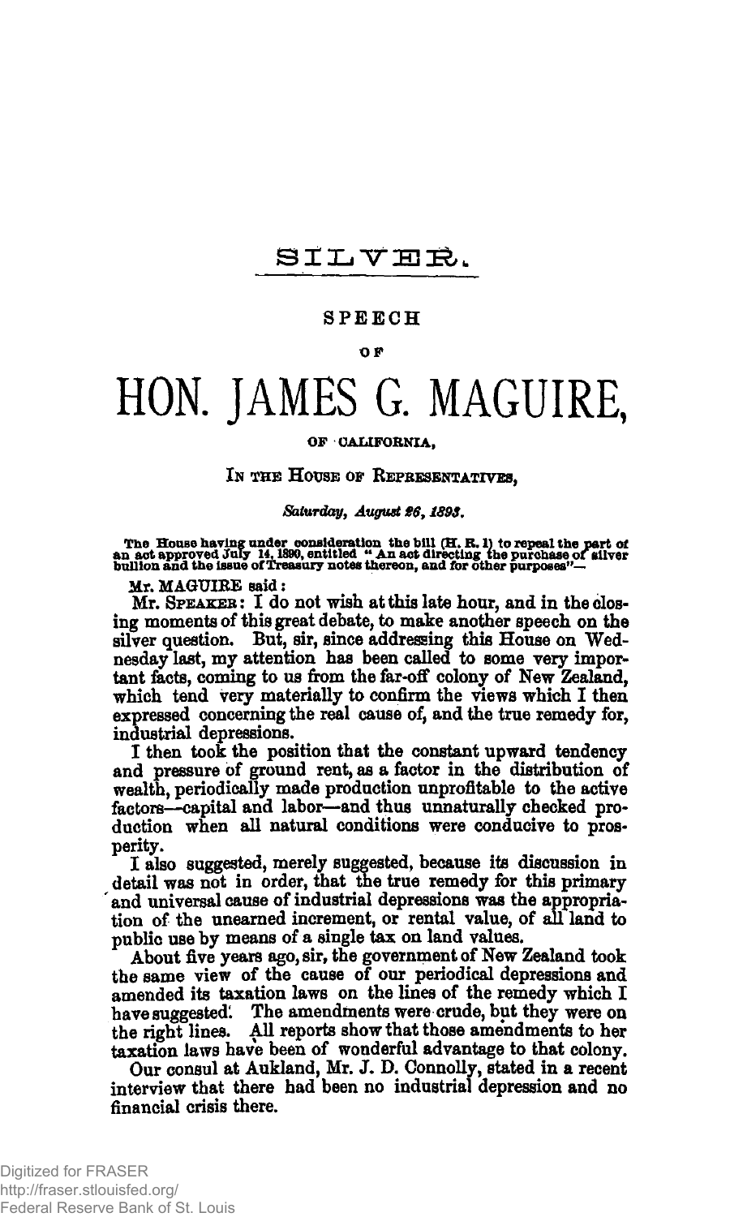# SILVER.

## SPEECH

OF

# HON. JAMES G. MAGUIRE,

OF CALIFORNIA,

IN THE HOUSE OF REPRESENTATIVES,

*Saturday, August 26, 1893.*

The House having under consideration the bill (H. R. 1) to repeal the part of an act approved July 14, 1890, entitled "An act directing the purchase of silver bullion and the issue of Treasury notes thereon, and for other purposes"—

Mr. MAGUIRE said:

Mr. SPEAKER: I do not wish at this late hour, and in the closing moments of this great debate, to make another speech on the silver question. But, sir, since addressing this House on Wednesday last, my attention has been called to some very important facts, coming to us from the far-off colony of New Zealand, which tend very materially to confirm the views which I then expressed concerning the real cause of, and the true remedy for, industrial depressions.

I then took the position that the constant upward tendency and pressure of ground rent, as a factor in the distribution of wealth, periodically made production unprofitable to the active factors—capital and labor—and thus unnaturally checked production when all natural conditions were conducive to prosperity.

I also suggested, merely suggested, because its discussion in detail was not in order, that the true remedy for this primary and universal cause of industrial depressions was the appropriation of the unearned increment, or rental value, of all land to public use by means of a single tax on land values.

About five years ago, sir, the government of New Zealand took the same view of the cause of our periodical depressions and amended its taxation laws on the lines of the remedy which I have suggested. The amendments were crude, but they were on the right lines. All reports show that those amendments to her taxation laws have been of wonderful advantage to that colony.

Our consul at Aukland, Mr. J. D. Connolly, stated in a recent interview that there had been no industrial depression and no financial crisis there.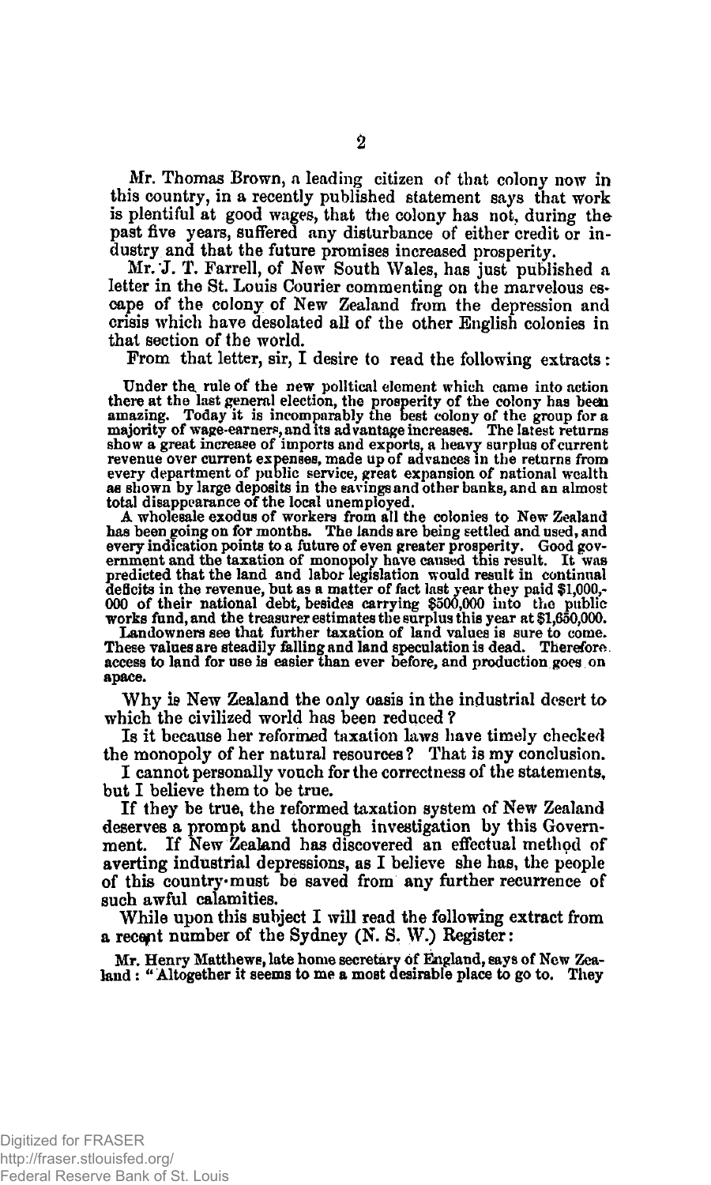Mr. Thomas Brown, a leading citizen of that colony now in this country, in a recently published statement says that work is plentiful at good wages, that the colony has not, during the past five years, suffered any disturbance of either credit or industry and that the future promises increased prosperity.

Mr. J. T. Farrell, of New South Wales, has just published a letter in the St. Louis Courier commenting on the marvelous escape of the colony of New Zealand from the depression and crisis which have desolated all of the other English colonies in that section of the world.

From that letter, sir, I desire to read the following extracts:

> Under the rule of the new political element which came into action there at the last general election, the prosperity of the colony has been amazing. Today it is incomparably the best colony of the group for a majority of wage-earners, and its advantage increases. The latest returns show a great increase of imports and exports, a heavy surplus of current revenue over current expenses, made up of advances in the returns from every department of public service, great expansion of national wealth as shown by large deposits in the savings and other banks, and an almost total disappearance of the local unemployed.
>
> A wholesale exodus of workers from all the colonies to New Zealand has been going on for months. The lands are being settled and used, and every indication points to a future of even greater prosperity. Good government and the taxation of monopoly have caused this result. It was predicted that the land and labor legislation would result in continual deficits in the revenue, but as a matter of fact last year they paid $1,000,000 of their national debt, besides carrying $500,000 into the public works fund, and the treasurer estimates the surplus this year at $1,650,000.
>
> Landowners see that further taxation of land values is sure to come. These values are steadily falling and land speculation is dead. Therefore access to land for use is easier than ever before, and production goes on apace.

Why is New Zealand the only oasis in the industrial desert to which the civilized world has been reduced?

Is it because her reformed taxation laws have timely checked the monopoly of her natural resources? That is my conclusion.

I cannot personally vouch for the correctness of the statements, but I believe them to be true.

If they be true, the reformed taxation system of New Zealand deserves a prompt and thorough investigation by this Government. If New Zealand has discovered an effectual method of averting industrial depressions, as I believe she has, the people of this country must be saved from any further recurrence of such awful calamities.

While upon this subject I will read the following extract from a recent number of the Sydney (N. S. W.) Register:

> Mr. Henry Matthews, late home secretary of England, says of New Zealand: "Altogether it seems to me a most desirable place to go to. They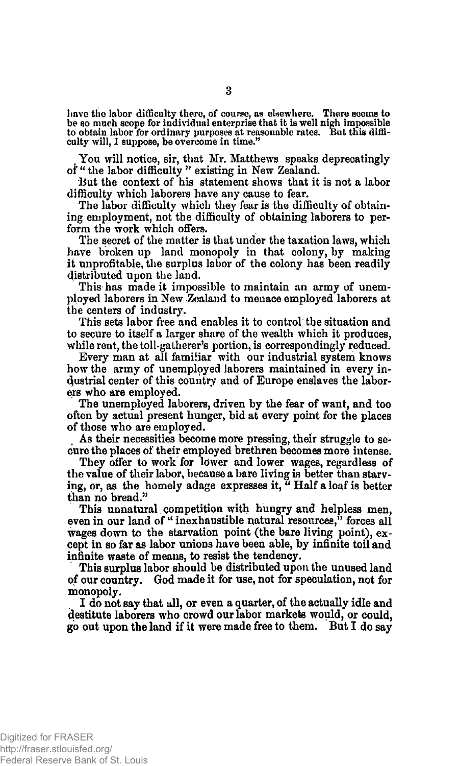have the labor difficulty there, of course, as elsewhere. There seems to be so much scope for individual enterprise that it is well nigh impossible to obtain labor for ordinary purposes at reasonable rates. But this difficulty will, I suppose, be overcome in time."

You will notice, sir, that Mr. Matthews speaks deprecatingly of "the labor difficulty" existing in New Zealand.

But the context of his statement shows that it is not a labor difficulty which laborers have any cause to fear.

The labor difficulty which they fear is the difficulty of obtaining employment, not the difficulty of obtaining laborers to perform the work which offers.

The secret of the matter is that under the taxation laws, which have broken up land monopoly in that colony, by making it unprofitable, the surplus labor of the colony has been readily distributed upon the land.

This has made it impossible to maintain an army of unemployed laborers in New Zealand to menace employed laborers at the centers of industry.

This sets labor free and enables it to control the situation and to secure to itself a larger share of the wealth which it produces, while rent, the toll-gatherer's portion, is correspondingly reduced.

Every man at all familiar with our industrial system knows how the army of unemployed laborers maintained in every industrial center of this country and of Europe enslaves the laborers who are employed.

The unemployed laborers, driven by the fear of want, and too often by actual present hunger, bid at every point for the places of those who are employed.

As their necessities become more pressing, their struggle to secure the places of their employed brethren becomes more intense.

They offer to work for lower and lower wages, regardless of the value of their labor, because a bare living is better than starving, or, as the homely adage expresses it, "Half a loaf is better than no bread."

This unnatural competition with hungry and helpless men, even in our land of "inexhaustible natural resources," forces all wages down to the starvation point (the bare living point), except in so far as labor unions have been able, by infinite toil and infinite waste of means, to resist the tendency.

This surplus labor should be distributed upon the unused land of our country. God made it for use, not for speculation, not for monopoly.

I do not say that all, or even a quarter, of the actually idle and destitute laborers who crowd our labor markets would, or could, go out upon the land if it were made free to them. But I do say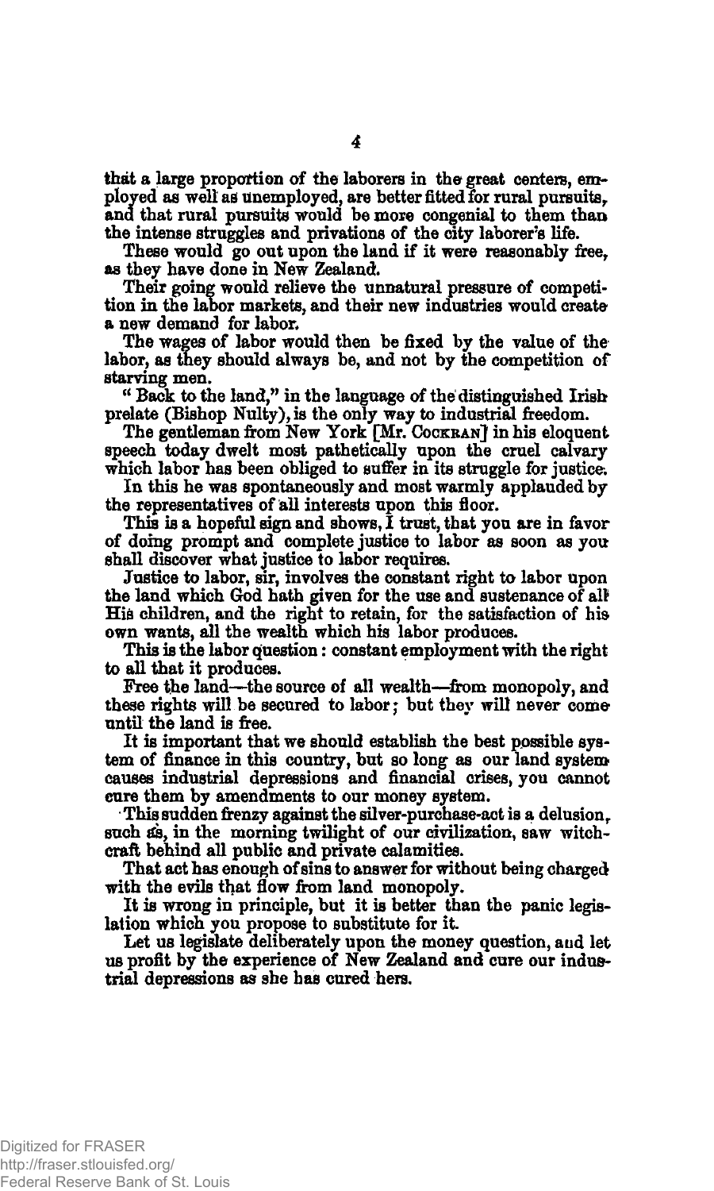that a large proportion of the laborers in the great centers, employed as well as unemployed, are better fitted for rural pursuits, and that rural pursuits would be more congenial to them than the intense struggles and privations of the city laborer's life.

These would go out upon the land if it were reasonably free, as they have done in New Zealand.

Their going would relieve the unnatural pressure of competition in the labor markets, and their new industries would create a new demand for labor.

The wages of labor would then be fixed by the value of the labor, as they should always be, and not by the competition of starving men.

"Back to the land," in the language of the distinguished Irish prelate (Bishop Nulty), is the only way to industrial freedom.

The gentleman from New York [Mr. COCKRAN] in his eloquent speech today dwelt most pathetically upon the cruel calvary which labor has been obliged to suffer in its struggle for justice.

In this he was spontaneously and most warmly applauded by the representatives of all interests upon this floor.

This is a hopeful sign and shows, I trust, that you are in favor of doing prompt and complete justice to labor as soon as you shall discover what justice to labor requires.

Justice to labor, sir, involves the constant right to labor upon the land which God hath given for the use and sustenance of all His children, and the right to retain, for the satisfaction of his own wants, all the wealth which his labor produces.

This is the labor question: constant employment with the right to all that it produces.

Free the land—the source of all wealth—from monopoly, and these rights will be secured to labor; but they will never come until the land is free.

It is important that we should establish the best possible system of finance in this country, but so long as our land system causes industrial depressions and financial crises, you cannot cure them by amendments to our money system.

This sudden frenzy against the silver-purchase-act is a delusion, such as, in the morning twilight of our civilization, saw witchcraft behind all public and private calamities.

That act has enough of sins to answer for without being charged with the evils that flow from land monopoly.

It is wrong in principle, but it is better than the panic legislation which you propose to substitute for it.

Let us legislate deliberately upon the money question, and let us profit by the experience of New Zealand and cure our industrial depressions as she has cured hers.